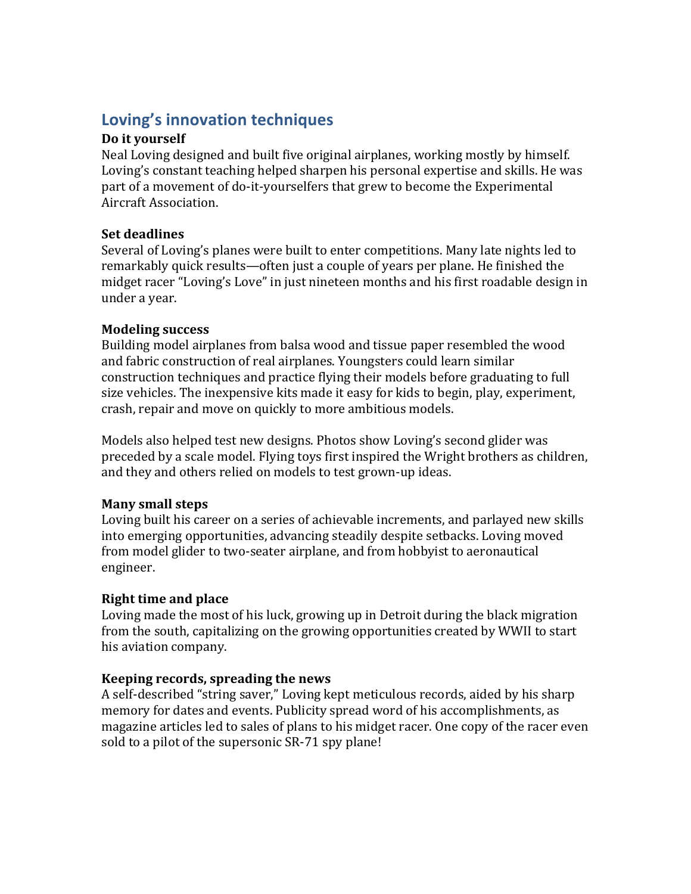## Loving's innovation techniques

### Do it yourself

Neal Loving designed and built five original airplanes, working mostly by himself. Loving's constant teaching helped sharpen his personal expertise and skills. He was part of a movement of do-it-yourselfers that grew to become the Experimental Aircraft Association.

### Set deadlines

Several of Loving's planes were built to enter competitions. Many late nights led to remarkably quick results—often just a couple of years per plane. He finished the midget racer "Loving's Love" in just nineteen months and his first roadable design in under a year.

### Modeling success

Building model airplanes from balsa wood and tissue paper resembled the wood and fabric construction of real airplanes. Youngsters could learn similar construction techniques and practice flying their models before graduating to full size vehicles. The inexpensive kits made it easy for kids to begin, play, experiment, crash, repair and move on quickly to more ambitious models.

Models also helped test new designs. Photos show Loving's second glider was preceded by a scale model. Flying toys first inspired the Wright brothers as children, and they and others relied on models to test grown-up ideas.

### Many small steps

Loving built his career on a series of achievable increments, and parlayed new skills into emerging opportunities, advancing steadily despite setbacks. Loving moved from model glider to two-seater airplane, and from hobbyist to aeronautical engineer.

### Right time and place

Loving made the most of his luck, growing up in Detroit during the black migration from the south, capitalizing on the growing opportunities created by WWII to start his aviation company.

### Keeping records, spreading the news

A self-described "string saver," Loving kept meticulous records, aided by his sharp memory for dates and events. Publicity spread word of his accomplishments, as magazine articles led to sales of plans to his midget racer. One copy of the racer even sold to a pilot of the supersonic SR-71 spy plane!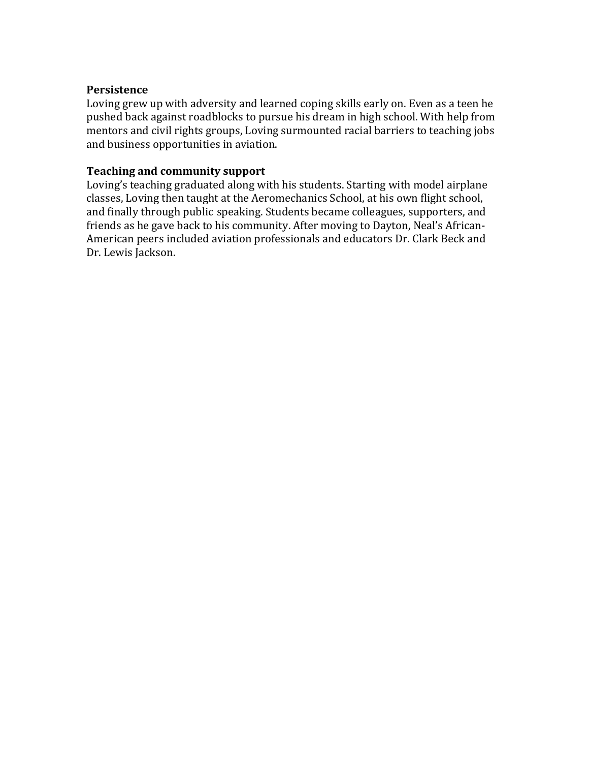**Persistence**

Loving grew up with adversity and learned coping skills early on. Even as a teen he pushed back against roadblocks to pursue his dream in high school. With help from mentors and civil rights groups, Loving surmounted racial barriers to teaching jobs and business opportunities in aviation.

**Teaching and community support**

Loving's teaching graduated along with his students. Starting with model airplane classes, Loving then taught at the Aeromechanics School, at his own flight school, and finally through public speaking. Students became colleagues, supporters, and friends as he gave back to his community. After moving to Dayton, Neal's African-American peers included aviation professionals and educators Dr. Clark Beck and Dr. Lewis Jackson.